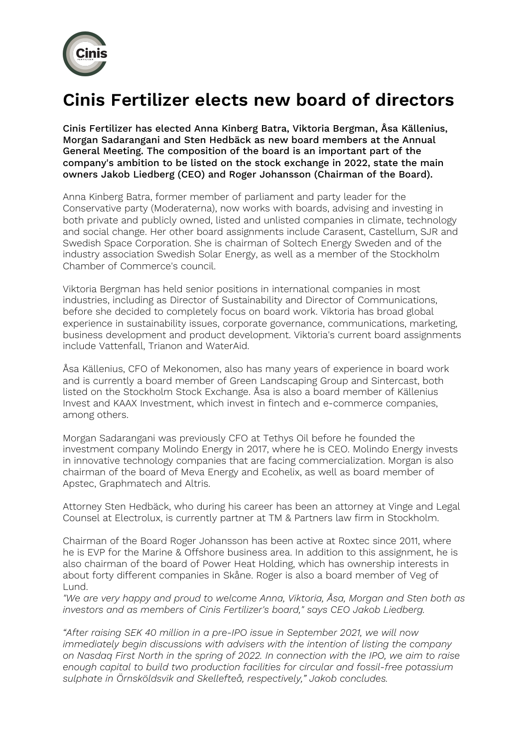# Cinis Fertilizer elects new board of directors

**Cinis Fertilizer has elected Anna Kinberg Batra, Viktoria Bergman, Åsa Källenius, Morgan Sadarangani and Sten Hedbäck as new board members at the Annual General Meeting. The composition of the board is an important part of the company's ambition to be listed on the stock exchange in 2022, state the main owners Jakob Liedberg (CEO) and Roger Johansson (Chairman of the Board).**

Anna Kinberg Batra, former member of parliament and party leader for the Conservative party (Moderaterna), now works with boards, advising and investing in both private and publicly owned, listed and unlisted companies in climate, technology and social change. Her other board assignments include Carasent, Castellum, SJR and Swedish Space Corporation. She is chairman of Soltech Energy Sweden and of the industry association Swedish Solar Energy, as well as a member of the Stockholm Chamber of Commerce's council.

Viktoria Bergman has held senior positions in international companies in most industries, including as Director of Sustainability and Director of Communications, before she decided to completely focus on board work. Viktoria has broad global experience in sustainability issues, corporate governance, communications, marketing, business development and product development. Viktoria's current board assignments include Vattenfall, Trianon and WaterAid.

Åsa Källenius, CFO of Mekonomen, also has many years of experience in board work and is currently a board member of Green Landscaping Group and Sintercast, both listed on the Stockholm Stock Exchange. Åsa is also a board member of Källenius Invest and KAAX Investment, which invest in fintech and e-commerce companies, among others.

Morgan Sadarangani was previously CFO at Tethys Oil before he founded the investment company Molindo Energy in 2017, where he is CEO. Molindo Energy invests in innovative technology companies that are facing commercialization. Morgan is also chairman of the board of Meva Energy and Ecohelix, as well as board member of Apstec, Graphmatech and Altris.

Attorney Sten Hedbäck, who during his career has been an attorney at Vinge and Legal Counsel at Electrolux, is currently partner at TM & Partners law firm in Stockholm.

Chairman of the Board Roger Johansson has been active at Roxtec since 2011, where he is EVP for the Marine & Offshore business area. In addition to this assignment, he is also chairman of the board of Power Heat Holding, which has ownership interests in about forty different companies in Skåne. Roger is also a board member of Veg of Lund.

*"We are very happy and proud to welcome Anna, Viktoria, Åsa, Morgan and Sten both as investors and as members of Cinis Fertilizer's board," says CEO Jakob Liedberg.*

*“After raising SEK 40 million in a pre-IPO issue in September 2021, we will now immediately begin discussions with advisers with the intention of listing the company on Nasdaq First North in the spring of 2022. In connection with the IPO, we aim to raise enough capital to build two production facilities for circular and fossil-free potassium sulphate in Örnsköldsvik and Skellefteå, respectively,” Jakob concludes.*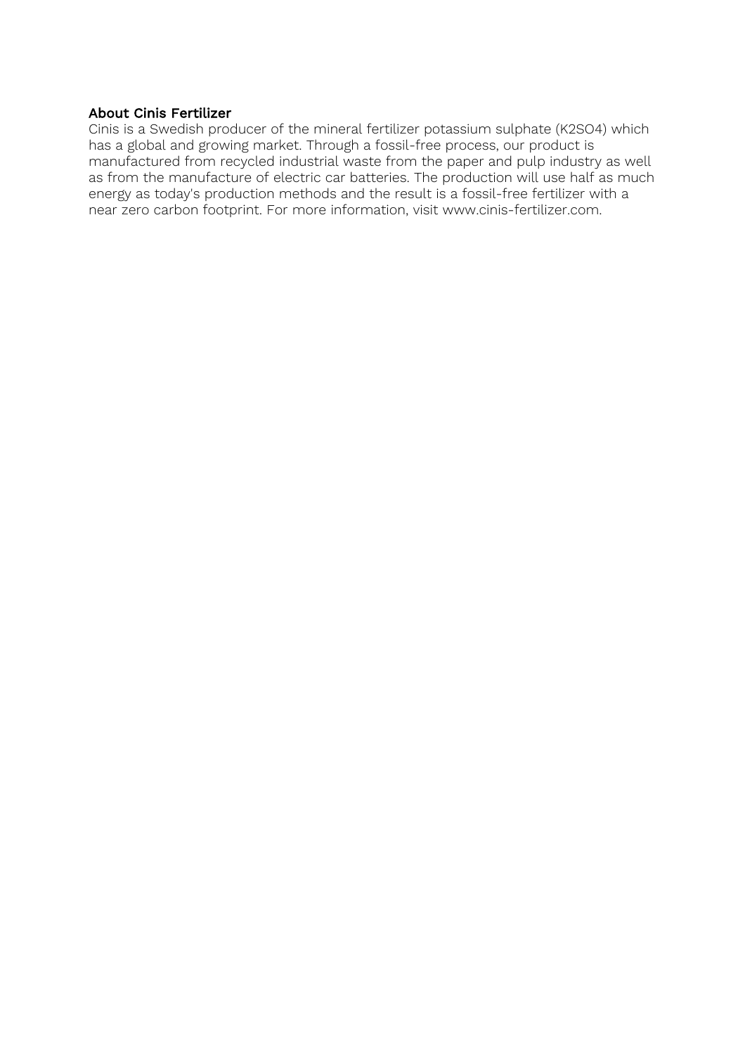**About Cinis Fertilizer**

Cinis is a Swedish producer of the mineral fertilizer potassium sulphate ($K_2SO_4$) which has a global and growing market. Through a fossil-free process, our product is manufactured from recycled industrial waste from the paper and pulp industry as well as from the manufacture of electric car batteries. The production will use half as much energy as today's production methods and the result is a fossil-free fertilizer with a near zero carbon footprint. For more information, visit www.cinis-fertilizer.com.